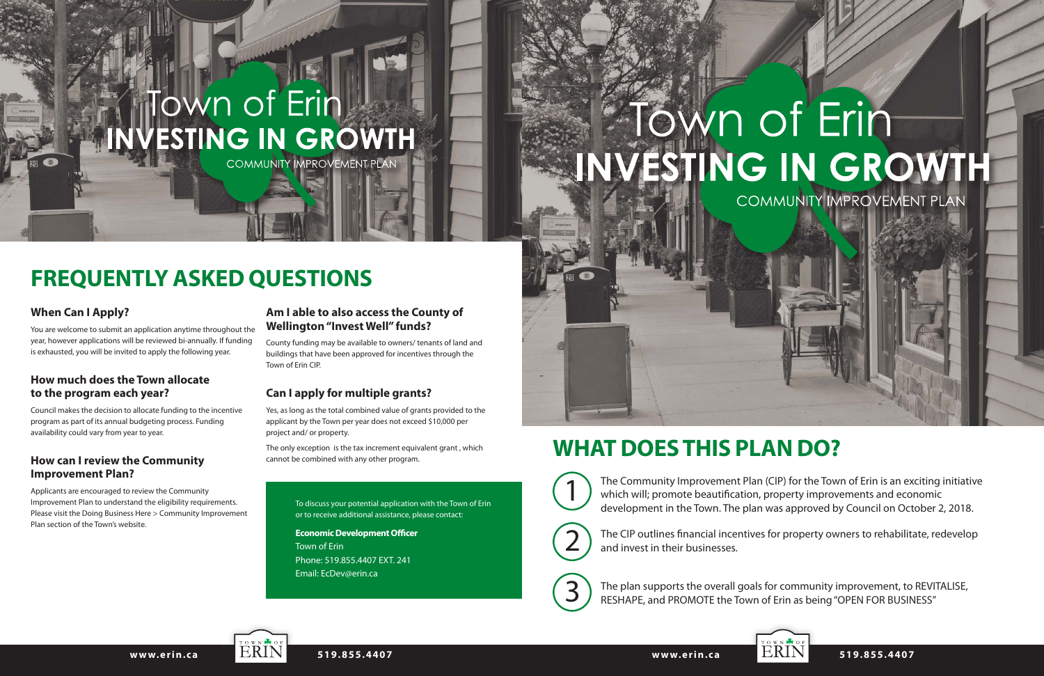# Town of Erin
## INVESTING IN GROWTH
COMMUNITY IMPROVEMENT PLAN

## FREQUENTLY ASKED QUESTIONS

### When Can I Apply?

You are welcome to submit an application anytime throughout the year, however applications will be reviewed bi-annually. If funding is exhausted, you will be invited to apply the following year.

### How much does the Town allocate to the program each year?

Council makes the decision to allocate funding to the incentive program as part of its annual budgeting process. Funding availability could vary from year to year.

### How can I review the Community Improvement Plan?

Applicants are encouraged to review the Community Improvement Plan to understand the eligibility requirements. Please visit the Doing Business Here > Community Improvement Plan section of the Town's website.

### Am I able to also access the County of Wellington "Invest Well" funds?

County funding may be available to owners/ tenants of land and buildings that have been approved for incentives through the Town of Erin CIP.

### Can I apply for multiple grants?

Yes, as long as the total combined value of grants provided to the applicant by the Town per year does not exceed $10,000 per project and/ or property.

The only exception is the tax increment equivalent grant , which cannot be combined with any other program.

To discuss your potential application with the Town of Erin or to receive additional assistance, please contact:

**Economic Development Officer**
Town of Erin
Phone: 519.855.4407 EXT. 241
Email: EcDev@erin.ca

# Town of Erin
## INVESTING IN GROWTH
COMMUNITY IMPROVEMENT PLAN

## WHAT DOES THIS PLAN DO?

1. The Community Improvement Plan (CIP) for the Town of Erin is an exciting initiative which will; promote beautification, property improvements and economic development in the Town. The plan was approved by Council on October 2, 2018.
2. The CIP outlines financial incentives for property owners to rehabilitate, redevelop and invest in their businesses.
3. The plan supports the overall goals for community improvement, to REVITALISE, RESHAPE, and PROMOTE the Town of Erin as being "OPEN FOR BUSINESS"

www.erin.ca | 519.855.4407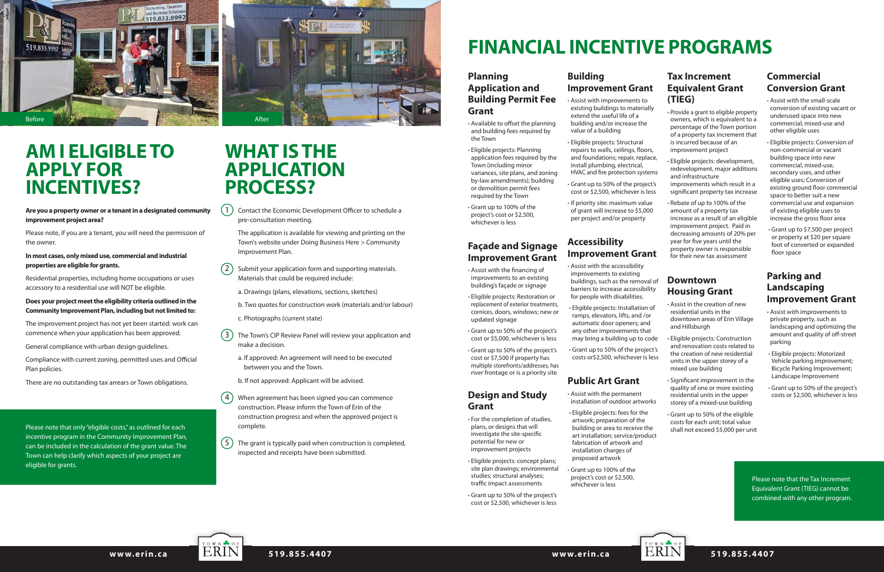Before

After

# AM I ELIGIBLE TO APPLY FOR INCENTIVES?

**Are you a property owner or a tenant in a designated community improvement project area?**

Please note, if you are a tenant, you will need the permission of the owner.

**In most cases, only mixed use, commercial and industrial properties are eligible for grants.**

Residential properties, including home occupations or uses accessory to a residential use will NOT be eligible.

**Does your project meet the eligibility criteria outlined in the Community Improvement Plan, including but not limited to:**

The improvement project has not yet been started: work can commence when your application has been approved.

General compliance with urban design guidelines.

Compliance with current zoning, permitted uses and Official Plan policies.

There are no outstanding tax arrears or Town obligations.

Please note that only "eligible costs," as outlined for each incentive program in the Community Improvement Plan, can be included in the calculation of the grant value. The Town can help clarify which aspects of your project are eligible for grants.

# WHAT IS THE APPLICATION PROCESS?

1. Contact the Economic Development Officer to schedule a pre-consultation meeting.

   The application is available for viewing and printing on the Town's website under Doing Business Here > Community Improvement Plan.

2. Submit your application form and supporting materials. Materials that could be required include:

   a. Drawings (plans, elevations, sections, sketches)

   b. Two quotes for construction work (materials and/or labour)

   c. Photographs (current state)

3. The Town's CIP Review Panel will review your application and make a decision.

   a. If approved: An agreement will need to be executed between you and the Town.

   b. If not approved: Applicant will be advised.

4. When agreement has been signed you can commence construction. Please inform the Town of Erin of the construction progress and when the approved project is complete.

5. The grant is typically paid when construction is completed, inspected and receipts have been submitted.

# FINANCIAL INCENTIVE PROGRAMS

## Planning Application and Building Permit Fee Grant

- Available to offset the planning and building fees required by the Town
- Eligible projects: Planning application fees required by the Town (including minor variances, site plans, and zoning by-law amendments); building or demolition permit fees required by the Town
- Grant up to 100% of the project's cost or $2,500, whichever is less

## Façade and Signage Improvement Grant

- Assist with the financing of improvements to an existing building's façade or signage
- Eligible projects: Restoration or replacement of exterior treatments, cornices, doors, windows; new or updated signage
- Grant up to 50% of the project's cost or $5,000, whichever is less
- Grant up to 50% of the project's cost or $7,500 if property has multiple storefronts/addresses, has river frontage or is a priority site

## Design and Study Grant

- For the completion of studies, plans, or designs that will investigate the site-specific potential for new or improvement projects
- Eligible projects: concept plans; site plan drawings; environmental studies; structural analyses; traffic impact assessments
- Grant up to 50% of the project's cost or $2,500, whichever is less

## Building Improvement Grant

- Assist with improvements to existing buildings to materially extend the useful life of a building and/or increase the value of a building
- Eligible projects: Structural repairs to walls, ceilings, floors, and foundations; repair, replace, install plumbing, electrical, HVAC and fire protection systems
- Grant up to 50% of the project's cost or $2,500, whichever is less
- If priority site: maximum value of grant will increase to $5,000 per project and/or property

## Accessibility Improvement Grant

- Assist with the accessibility improvements to existing buildings, such as the removal of barriers to increase accessibility for people with disabilities.
- Eligible projects: Installation of ramps, elevators, lifts, and /or automatic door openers; and any other improvements that may bring a building up to code
- Grant up to 50% of the project's costs or$2,500, whichever is less

## Public Art Grant

- Assist with the permanent installation of outdoor artworks
- Eligible projects: fees for the artwork; preparation of the building or area to receive the art installation; service/product fabrication of artwork and installation charges of proposed artwork
- Grant up to 100% of the project's cost or $2,500, whichever is less

## Tax Increment Equivalent Grant (TIEG)

- Provide a grant to eligible property owners, which is equivalent to a percentage of the Town portion of a property tax increment that is incurred because of an improvement project
- Eligible projects: development, redevelopment, major additions and infrastructure improvements which result in a significant property tax increase
- Rebate of up to 100% of the amount of a property tax increase as a result of an eligible improvement project. Paid in decreasing amounts of 20% per year for five years until the property owner is responsible for their new tax assessment

## Downtown Housing Grant

- Assist in the creation of new residential units in the downtown areas of Erin Village and Hillsburgh
- Eligible projects: Construction and renovation costs related to the creation of new residential units in the upper storey of a mixed use building
- Significant improvement in the quality of one or more existing residential units in the upper storey of a mixed-use building
- Grant up to 50% of the eligible costs for each unit; total value shall not exceed $5,000 per unit

## Commercial Conversion Grant

- Assist with the small-scale conversion of existing vacant or underused space into new commercial, mixed-use and other eligible uses
- Eligible projects: Conversion of non-commercial or vacant building space into new commercial, mixed-use, secondary uses, and other eligible uses; Conversion of existing ground floor commercial space to better suit a new commercial use and expansion of existing eligible uses to increase the gross floor area
- Grant up to $7,500 per project or property at $20 per square foot of converted or expanded floor space

## Parking and Landscaping Improvement Grant

- Assist with improvements to private property, such as landscaping and optimizing the amount and quality of off-street parking
- Eligible projects: Motorized Vehicle parking improvement; Bicycle Parking Improvement; Landscape Improvement
- Grant up to 50% of the project's costs or $2,500, whichever is less

Please note that the Tax Increment Equivalent Grant (TIEG) cannot be combined with any other program.

www.erin.ca 519.855.4407